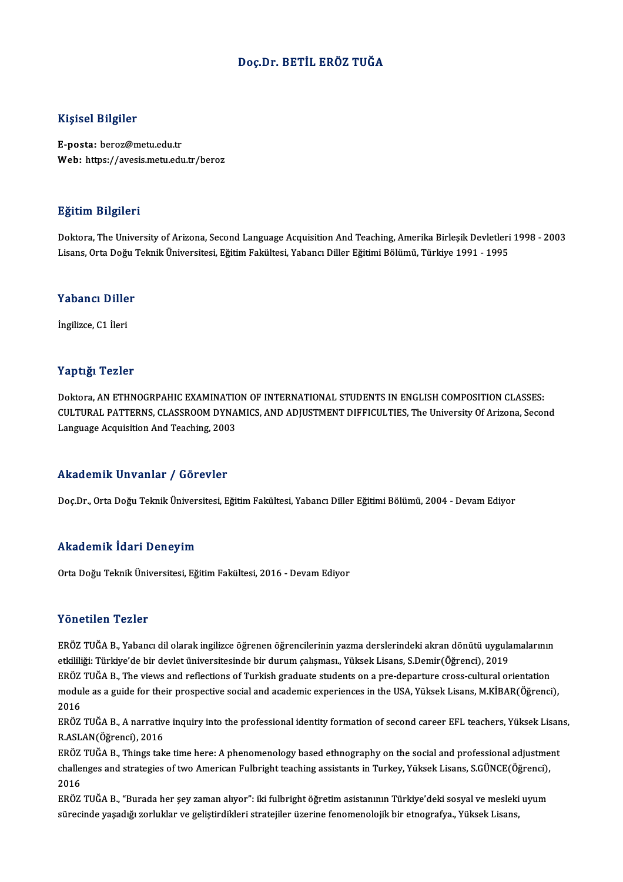# Doç.Dr. BETİL ERÖZ TUĞA

## Kişisel Bilgiler

**E-posta:** beroz@metu.edu.tr
**Web:** https://avesis.metu.edu.tr/beroz

## Eğitim Bilgileri

Doktora, The University of Arizona, Second Language Acquisition And Teaching, Amerika Birleşik Devletleri 1998 - 2003
Lisans, Orta Doğu Teknik Üniversitesi, Eğitim Fakültesi, Yabancı Diller Eğitimi Bölümü, Türkiye 1991 - 1995

## Yabancı Diller

İngilizce, C1 İleri

## Yaptığı Tezler

Doktora, AN ETHNOGRPAHIC EXAMINATION OF INTERNATIONAL STUDENTS IN ENGLISH COMPOSITION CLASSES: CULTURAL PATTERNS, CLASSROOM DYNAMICS, AND ADJUSTMENT DIFFICULTIES, The University Of Arizona, Second Language Acquisition And Teaching, 2003

## Akademik Unvanlar / Görevler

Doç.Dr., Orta Doğu Teknik Üniversitesi, Eğitim Fakültesi, Yabancı Diller Eğitimi Bölümü, 2004 - Devam Ediyor

## Akademik İdari Deneyim

Orta Doğu Teknik Üniversitesi, Eğitim Fakültesi, 2016 - Devam Ediyor

## Yönetilen Tezler

ERÖZ TUĞA B., Yabancı dil olarak ingilizce öğrenen öğrencilerinin yazma derslerindeki akran dönütü uygulamalarının etkililiği: Türkiye'de bir devlet üniversitesinde bir durum çalışması., Yüksek Lisans, S.Demir(Öğrenci), 2019

ERÖZ TUĞA B., The views and reflections of Turkish graduate students on a pre-departure cross-cultural orientation module as a guide for their prospective social and academic experiences in the USA, Yüksek Lisans, M.KİBAR(Öğrenci), 2016

ERÖZ TUĞA B., A narrative inquiry into the professional identity formation of second career EFL teachers, Yüksek Lisans, R.ASLAN(Öğrenci), 2016

ERÖZ TUĞA B., Things take time here: A phenomenology based ethnography on the social and professional adjustment challenges and strategies of two American Fulbright teaching assistants in Turkey, Yüksek Lisans, S.GÜNCE(Öğrenci), 2016

ERÖZ TUĞA B., "Burada her şey zaman alıyor": iki fulbright öğretim asistanının Türkiye'deki sosyal ve mesleki uyum sürecinde yaşadığı zorluklar ve geliştirdikleri stratejiler üzerine fenomenolojik bir etnografya., Yüksek Lisans,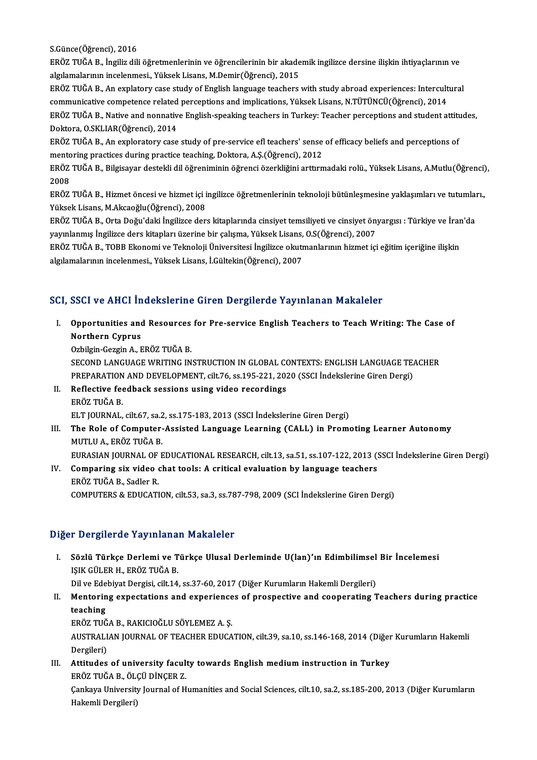S.Günce(Öğrenci), 2016

ERÖZ TUĞA B., İngiliz dili öğretmenlerinin ve öğrencilerinin bir akademik ingilizce dersine ilişkin ihtiyaçlarının ve algılamalarının incelenmesi., Yüksek Lisans, M.Demir(Öğrenci), 2015

ERÖZ TUĞA B., An explatory case study of English language teachers with study abroad experiences: Intercultural communicative competence related perceptions and implications, Yüksek Lisans, N.TÜTÜNCÜ(Öğrenci), 2014

ERÖZ TUĞA B., Native and nonnative English-speaking teachers in Turkey: Teacher perceptions and student attitudes, Doktora, O.SKLIAR(Öğrenci), 2014

ERÖZ TUĞA B., An exploratory case study of pre-service efl teachers' sense of efficacy beliefs and perceptions of mentoring practices during practice teaching, Doktora, A.Ş.(Öğrenci), 2012

ERÖZ TUĞA B., Bilgisayar destekli dil öğreniminin öğrenci özerkliğini arttırmadaki rolü., Yüksek Lisans, A.Mutlu(Öğrenci), 2008

ERÖZ TUĞA B., Hizmet öncesi ve hizmet içi ingilizce öğretmenlerinin teknoloji bütünleşmesine yaklaşımları ve tutumları., Yüksek Lisans, M.Akcaoğlu(Öğrenci), 2008

ERÖZ TUĞA B., Orta Doğu'daki İngilizce ders kitaplarında cinsiyet temsiliyeti ve cinsiyet önyargısı : Türkiye ve İran'da yayınlanmış İngilizce ders kitapları üzerine bir çalışma, Yüksek Lisans, O.S(Öğrenci), 2007

ERÖZ TUĞA B., TOBB Ekonomi ve Teknoloji Üniversitesi İngilizce okutmanlarının hizmet içi eğitim içeriğine ilişkin algılamalarının incelenmesi., Yüksek Lisans, İ.Gültekin(Öğrenci), 2007

## SCI, SSCI ve AHCI İndekslerine Giren Dergilerde Yayınlanan Makaleler

I. **Opportunities and Resources for Pre-service English Teachers to Teach Writing: The Case of Northern Cyprus**
   Ozbilgin-Gezgin A., ERÖZ TUĞA B.
   SECOND LANGUAGE WRITING INSTRUCTION IN GLOBAL CONTEXTS: ENGLISH LANGUAGE TEACHER PREPARATION AND DEVELOPMENT, cilt.76, ss.195-221, 2020 (SSCI İndekslerine Giren Dergi)

II. **Reflective feedback sessions using video recordings**
   ERÖZ TUĞA B.
   ELT JOURNAL, cilt.67, sa.2, ss.175-183, 2013 (SSCI İndekslerine Giren Dergi)

III. **The Role of Computer-Assisted Language Learning (CALL) in Promoting Learner Autonomy**
   MUTLU A., ERÖZ TUĞA B.
   EURASIAN JOURNAL OF EDUCATIONAL RESEARCH, cilt.13, sa.51, ss.107-122, 2013 (SSCI İndekslerine Giren Dergi)

IV. **Comparing six video chat tools: A critical evaluation by language teachers**
   ERÖZ TUĞA B., Sadler R.
   COMPUTERS & EDUCATION, cilt.53, sa.3, ss.787-798, 2009 (SCI İndekslerine Giren Dergi)

## Diğer Dergilerde Yayınlanan Makaleler

I. **Sözlü Türkçe Derlemi ve Türkçe Ulusal Derleminde U(lan)'ın Edimbilimsel Bir İncelemesi**
   IŞIK GÜLER H., ERÖZ TUĞA B.
   Dil ve Edebiyat Dergisi, cilt.14, ss.37-60, 2017 (Diğer Kurumların Hakemli Dergileri)

II. **Mentoring expectations and experiences of prospective and cooperating Teachers during practice teaching**
   ERÖZ TUĞA B., RAKICIOĞLU SÖYLEMEZ A. Ş.
   AUSTRALIAN JOURNAL OF TEACHER EDUCATION, cilt.39, sa.10, ss.146-168, 2014 (Diğer Kurumların Hakemli Dergileri)

III. **Attitudes of university faculty towards English medium instruction in Turkey**
   ERÖZ TUĞA B., ÖLÇÜ DİNÇER Z.
   Çankaya University Journal of Humanities and Social Sciences, cilt.10, sa.2, ss.185-200, 2013 (Diğer Kurumların Hakemli Dergileri)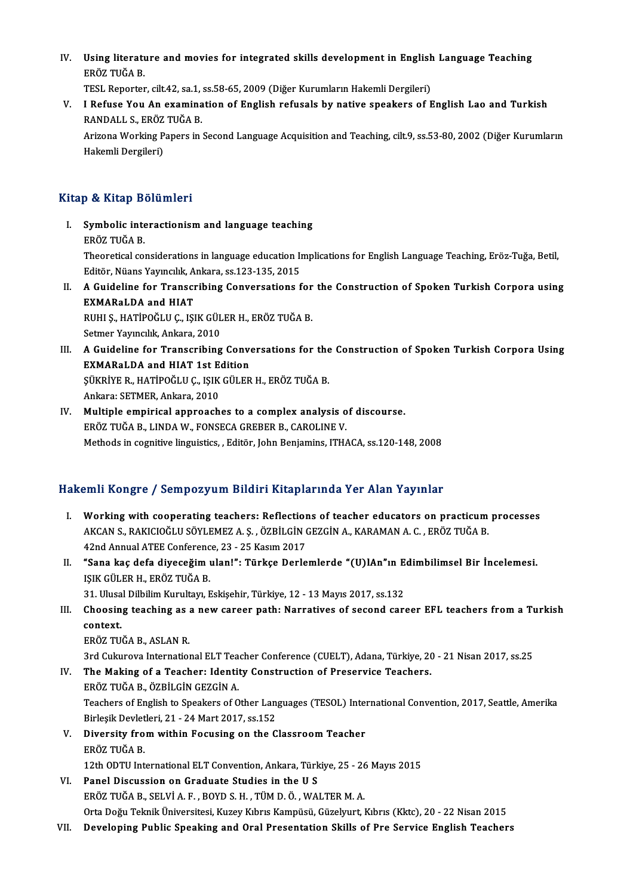IV. **Using literature and movies for integrated skills development in English Language Teaching**
ERÖZ TUĞA B.
TESL Reporter, cilt.42, sa.1, ss.58-65, 2009 (Diğer Kurumların Hakemli Dergileri)

V. **I Refuse You An examination of English refusals by native speakers of English Lao and Turkish**
RANDALL S., ERÖZ TUĞA B.
Arizona Working Papers in Second Language Acquisition and Teaching, cilt.9, ss.53-80, 2002 (Diğer Kurumların Hakemli Dergileri)

## Kitap & Kitap Bölümleri

I. **Symbolic interactionism and language teaching**
ERÖZ TUĞA B.
Theoretical considerations in language education Implications for English Language Teaching, Eröz-Tuğa, Betil, Editör, Nüans Yayıncılık, Ankara, ss.123-135, 2015

II. **A Guideline for Transcribing Conversations for the Construction of Spoken Turkish Corpora using EXMARaLDA and HIAT**
RUHI Ş., HATİPOĞLU Ç., IŞIK GÜLER H., ERÖZ TUĞA B.
Setmer Yayıncılık, Ankara, 2010

III. **A Guideline for Transcribing Conversations for the Construction of Spoken Turkish Corpora Using EXMARaLDA and HIAT 1st Edition**
ŞÜKRİYE R., HATİPOĞLU Ç., IŞIK GÜLER H., ERÖZ TUĞA B.
Ankara: SETMER, Ankara, 2010

IV. **Multiple empirical approaches to a complex analysis of discourse.**
ERÖZ TUĞA B., LINDA W., FONSECA GREBER B., CAROLINE V.
Methods in cognitive linguistics, , Editör, John Benjamins, ITHACA, ss.120-148, 2008

## Hakemli Kongre / Sempozyum Bildiri Kitaplarında Yer Alan Yayınlar

I. **Working with cooperating teachers: Reflections of teacher educators on practicum processes**
AKCAN S., RAKICIOĞLU SÖYLEMEZ A. Ş. , ÖZBİLGİN GEZGİN A., KARAMAN A. C. , ERÖZ TUĞA B.
42nd Annual ATEE Conference, 23 - 25 Kasım 2017

II. **"Sana kaç defa diyeceğim ulan!": Türkçe Derlemlerde "(U)lAn"ın Edimbilimsel Bir İncelemesi.**
IŞIK GÜLER H., ERÖZ TUĞA B.
31. Ulusal Dilbilim Kurultayı, Eskişehir, Türkiye, 12 - 13 Mayıs 2017, ss.132

III. **Choosing teaching as a new career path: Narratives of second career EFL teachers from a Turkish context.**
ERÖZ TUĞA B., ASLAN R.
3rd Cukurova International ELT Teacher Conference (CUELT), Adana, Türkiye, 20 - 21 Nisan 2017, ss.25

IV. **The Making of a Teacher: Identity Construction of Preservice Teachers.**
ERÖZ TUĞA B., ÖZBİLGİN GEZGİN A.
Teachers of English to Speakers of Other Languages (TESOL) International Convention, 2017, Seattle, Amerika Birleşik Devletleri, 21 - 24 Mart 2017, ss.152

V. **Diversity from within Focusing on the Classroom Teacher**
ERÖZ TUĞA B.
12th ODTU International ELT Convention, Ankara, Türkiye, 25 - 26 Mayıs 2015

VI. **Panel Discussion on Graduate Studies in the U S**
ERÖZ TUĞA B., SELVİ A. F. , BOYD S. H. , TÜM D. Ö. , WALTER M. A.
Orta Doğu Teknik Üniversitesi, Kuzey Kıbrıs Kampüsü, Güzelyurt, Kıbrıs (Kktc), 20 - 22 Nisan 2015

VII. **Developing Public Speaking and Oral Presentation Skills of Pre Service English Teachers**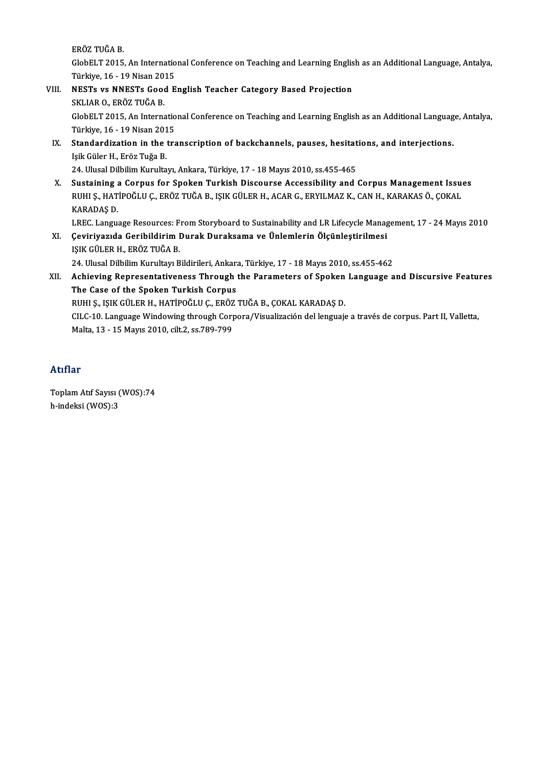EROZ TUĞA B.
GlobELT 2015, An International Conference on Teaching and Learning English as an Additional Language, Antalya, Türkiye, 16 - 19 Nisan 2015

VIII. **NESTs vs NNESTs Good English Teacher Category Based Projection**
SKLIAR O., ERÖZ TUĞA B.
GlobELT 2015, An International Conference on Teaching and Learning English as an Additional Language, Antalya, Türkiye, 16 - 19 Nisan 2015

IX. **Standardization in the transcription of backchannels, pauses, hesitations, and interjections.**
Işik Güler H., Eröz Tuğa B.
24. Ulusal Dilbilim Kurultayı, Ankara, Türkiye, 17 - 18 Mayıs 2010, ss.455-465

X. **Sustaining a Corpus for Spoken Turkish Discourse Accessibility and Corpus Management Issues**
RUHI Ş., HATİPOĞLU Ç., ERÖZ TUĞA B., IŞIK GÜLER H., ACAR G., ERYILMAZ K., CAN H., KARAKAS Ö., ÇOKAL KARADAŞ D.
LREC. Language Resources: From Storyboard to Sustainability and LR Lifecycle Management, 17 - 24 Mayıs 2010

XI. **Çeviriyazıda Geribildirim Durak Duraksama ve Ünlemlerin Ölçünleştirilmesi**
IŞIK GÜLER H., ERÖZ TUĞA B.
24. Ulusal Dilbilim Kurultayı Bildirileri, Ankara, Türkiye, 17 - 18 Mayıs 2010, ss.455-462

XII. **Achieving Representativeness Through the Parameters of Spoken Language and Discursive Features The Case of the Spoken Turkish Corpus**
RUHI Ş., IŞIK GÜLER H., HATİPOĞLU Ç., ERÖZ TUĞA B., ÇOKAL KARADAŞ D.
CILC-10. Language Windowing through Corpora/Visualización del lenguaje a través de corpus. Part II, Valletta, Malta, 13 - 15 Mayıs 2010, cilt.2, ss.789-799

## Atıflar

Toplam Atıf Sayısı (WOS):74
h-indeksi (WOS):3